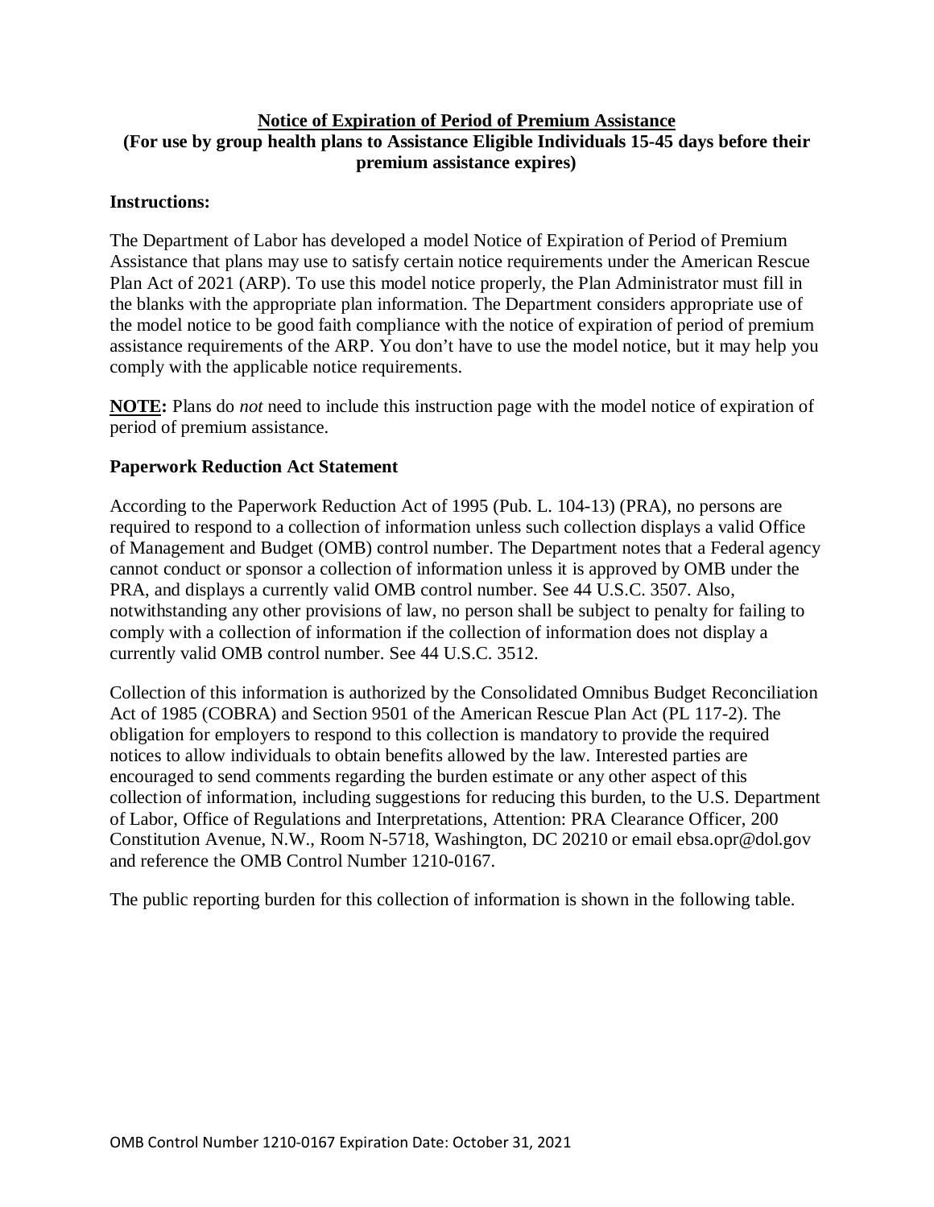# Notice of Expiration of Period of Premium Assistance

**(For use by group health plans to Assistance Eligible Individuals 15-45 days before their premium assistance expires)**

**Instructions:**

The Department of Labor has developed a model Notice of Expiration of Period of Premium Assistance that plans may use to satisfy certain notice requirements under the American Rescue Plan Act of 2021 (ARP). To use this model notice properly, the Plan Administrator must fill in the blanks with the appropriate plan information. The Department considers appropriate use of the model notice to be good faith compliance with the notice of expiration of period of premium assistance requirements of the ARP. You don't have to use the model notice, but it may help you comply with the applicable notice requirements.

**NOTE:** Plans do *not* need to include this instruction page with the model notice of expiration of period of premium assistance.

**Paperwork Reduction Act Statement**

According to the Paperwork Reduction Act of 1995 (Pub. L. 104-13) (PRA), no persons are required to respond to a collection of information unless such collection displays a valid Office of Management and Budget (OMB) control number. The Department notes that a Federal agency cannot conduct or sponsor a collection of information unless it is approved by OMB under the PRA, and displays a currently valid OMB control number. See 44 U.S.C. 3507. Also, notwithstanding any other provisions of law, no person shall be subject to penalty for failing to comply with a collection of information if the collection of information does not display a currently valid OMB control number. See 44 U.S.C. 3512.

Collection of this information is authorized by the Consolidated Omnibus Budget Reconciliation Act of 1985 (COBRA) and Section 9501 of the American Rescue Plan Act (PL 117-2). The obligation for employers to respond to this collection is mandatory to provide the required notices to allow individuals to obtain benefits allowed by the law. Interested parties are encouraged to send comments regarding the burden estimate or any other aspect of this collection of information, including suggestions for reducing this burden, to the U.S. Department of Labor, Office of Regulations and Interpretations, Attention: PRA Clearance Officer, 200 Constitution Avenue, N.W., Room N-5718, Washington, DC 20210 or email ebsa.opr@dol.gov and reference the OMB Control Number 1210-0167.

The public reporting burden for this collection of information is shown in the following table.

OMB Control Number 1210-0167 Expiration Date: October 31, 2021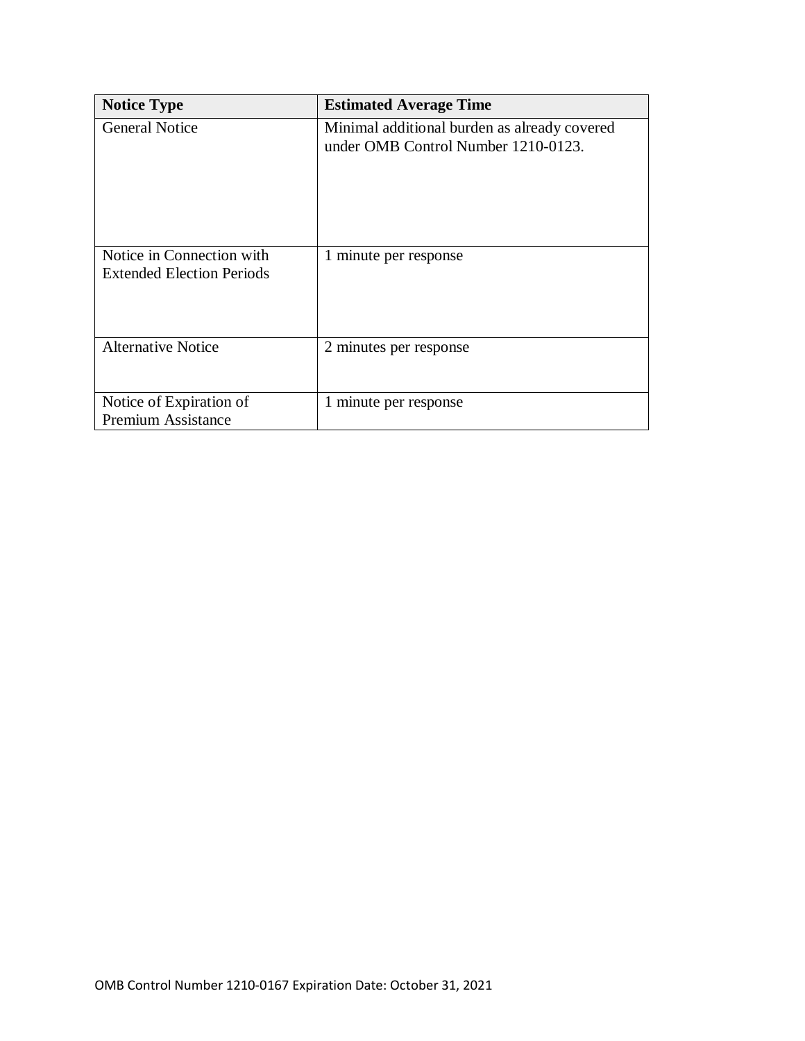| Notice Type | Estimated Average Time |
| --- | --- |
| General Notice | Minimal additional burden as already covered under OMB Control Number 1210-0123. |
| Notice in Connection with Extended Election Periods | 1 minute per response |
| Alternative Notice | 2 minutes per response |
| Notice of Expiration of Premium Assistance | 1 minute per response |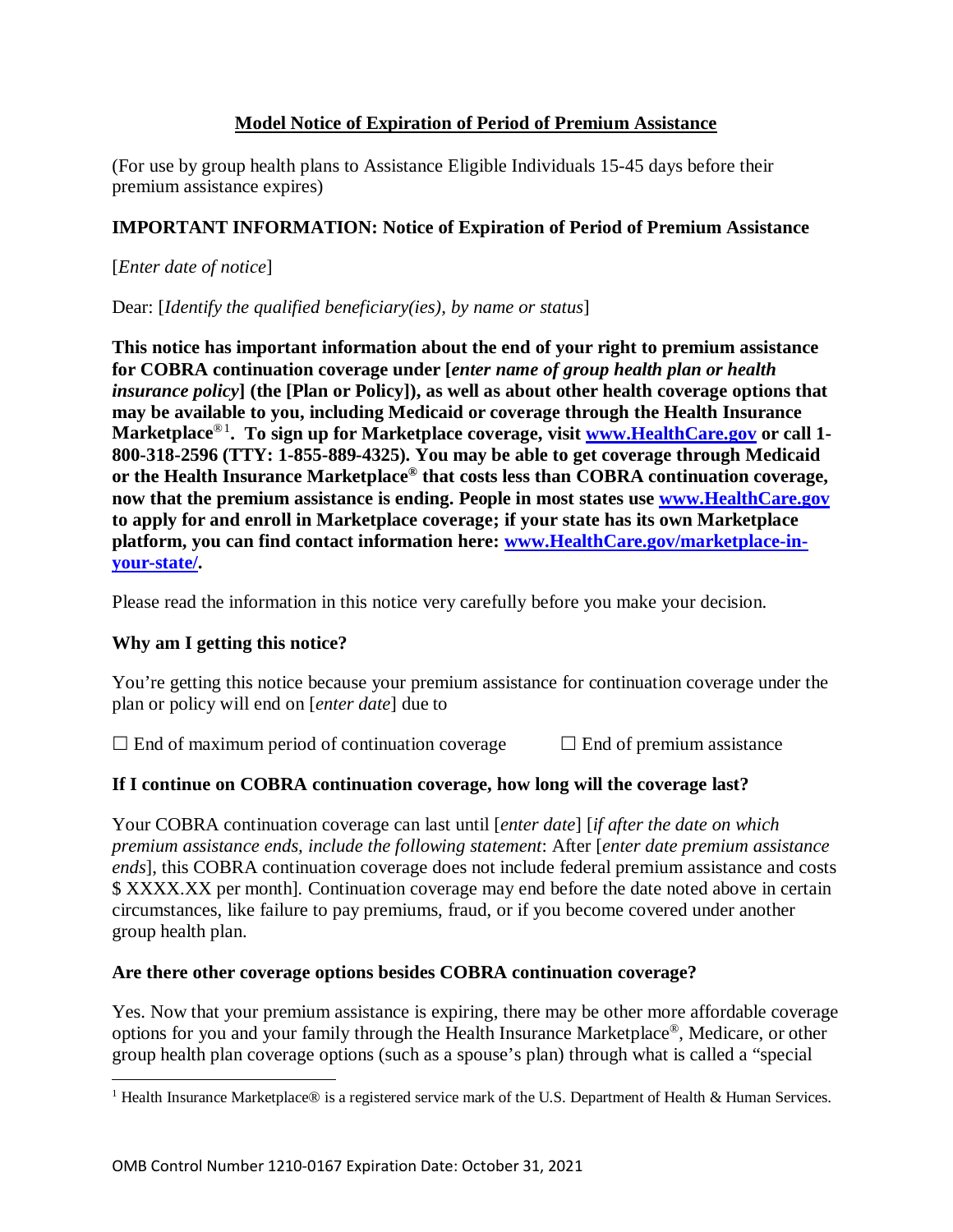## Model Notice of Expiration of Period of Premium Assistance

(For use by group health plans to Assistance Eligible Individuals 15-45 days before their premium assistance expires)

### IMPORTANT INFORMATION: Notice of Expiration of Period of Premium Assistance

[*Enter date of notice*]

Dear: [*Identify the qualified beneficiary(ies), by name or status*]

**This notice has important information about the end of your right to premium assistance for COBRA continuation coverage under [*enter name of group health plan or health insurance policy*] (the [Plan or Policy]), as well as about other health coverage options that may be available to you, including Medicaid or coverage through the Health Insurance Marketplace®[1]. To sign up for Marketplace coverage, visit [www.HealthCare.gov](http://www.HealthCare.gov) or call 1-800-318-2596 (TTY: 1-855-889-4325). You may be able to get coverage through Medicaid or the Health Insurance Marketplace® that costs less than COBRA continuation coverage, now that the premium assistance is ending. People in most states use [www.HealthCare.gov](http://www.HealthCare.gov) to apply for and enroll in Marketplace coverage; if your state has its own Marketplace platform, you can find contact information here: [www.HealthCare.gov/marketplace-in-your-state/](http://www.HealthCare.gov/marketplace-in-your-state/).**

Please read the information in this notice very carefully before you make your decision.

### Why am I getting this notice?

You're getting this notice because your premium assistance for continuation coverage under the plan or policy will end on [*enter date*] due to

☐ End of maximum period of continuation coverage ☐ End of premium assistance

### If I continue on COBRA continuation coverage, how long will the coverage last?

Your COBRA continuation coverage can last until [*enter date*] [*if after the date on which premium assistance ends, include the following statement*: After [*enter date premium assistance ends*], this COBRA continuation coverage does not include federal premium assistance and costs $ XXXX.XX per month]. Continuation coverage may end before the date noted above in certain circumstances, like failure to pay premiums, fraud, or if you become covered under another group health plan.

### Are there other coverage options besides COBRA continuation coverage?

Yes. Now that your premium assistance is expiring, there may be other more affordable coverage options for you and your family through the Health Insurance Marketplace®, Medicare, or other group health plan coverage options (such as a spouse's plan) through what is called a "special

---

[1] Health Insurance Marketplace® is a registered service mark of the U.S. Department of Health & Human Services.

OMB Control Number 1210-0167 Expiration Date: October 31, 2021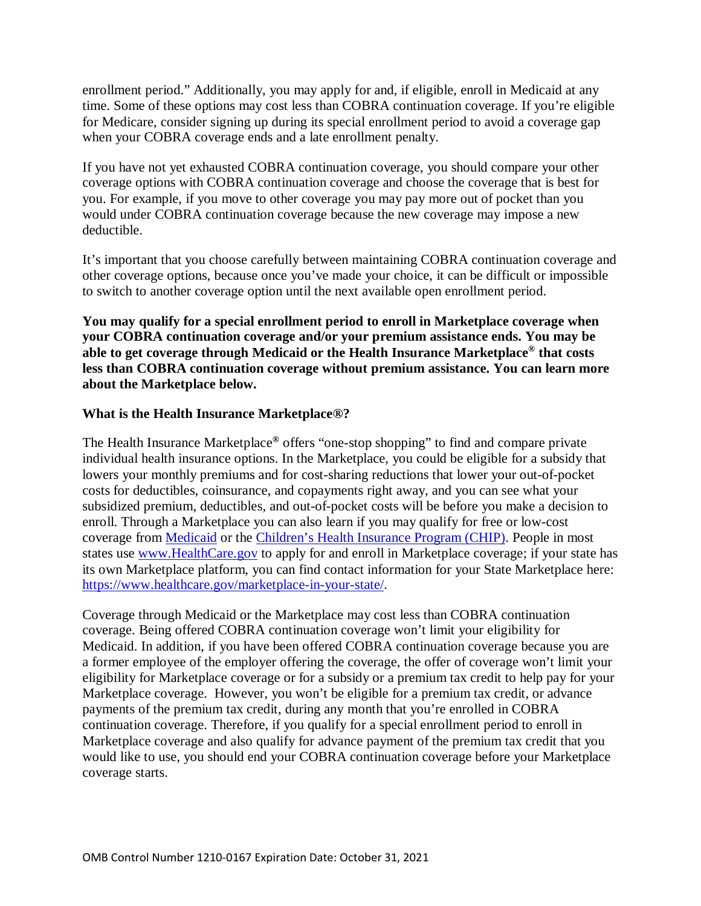enrollment period." Additionally, you may apply for and, if eligible, enroll in Medicaid at any time. Some of these options may cost less than COBRA continuation coverage. If you're eligible for Medicare, consider signing up during its special enrollment period to avoid a coverage gap when your COBRA coverage ends and a late enrollment penalty.

If you have not yet exhausted COBRA continuation coverage, you should compare your other coverage options with COBRA continuation coverage and choose the coverage that is best for you. For example, if you move to other coverage you may pay more out of pocket than you would under COBRA continuation coverage because the new coverage may impose a new deductible.

It's important that you choose carefully between maintaining COBRA continuation coverage and other coverage options, because once you've made your choice, it can be difficult or impossible to switch to another coverage option until the next available open enrollment period.

**You may qualify for a special enrollment period to enroll in Marketplace coverage when your COBRA continuation coverage and/or your premium assistance ends. You may be able to get coverage through Medicaid or the Health Insurance Marketplace® that costs less than COBRA continuation coverage without premium assistance. You can learn more about the Marketplace below.**

**What is the Health Insurance Marketplace®?**

The Health Insurance Marketplace® offers "one-stop shopping" to find and compare private individual health insurance options. In the Marketplace, you could be eligible for a subsidy that lowers your monthly premiums and for cost-sharing reductions that lower your out-of-pocket costs for deductibles, coinsurance, and copayments right away, and you can see what your subsidized premium, deductibles, and out-of-pocket costs will be before you make a decision to enroll. Through a Marketplace you can also learn if you may qualify for free or low-cost coverage from [Medicaid]() or the [Children's Health Insurance Program (CHIP)](). People in most states use [www.HealthCare.gov](www.HealthCare.gov) to apply for and enroll in Marketplace coverage; if your state has its own Marketplace platform, you can find contact information for your State Marketplace here: [https://www.healthcare.gov/marketplace-in-your-state/](https://www.healthcare.gov/marketplace-in-your-state/).

Coverage through Medicaid or the Marketplace may cost less than COBRA continuation coverage. Being offered COBRA continuation coverage won't limit your eligibility for Medicaid. In addition, if you have been offered COBRA continuation coverage because you are a former employee of the employer offering the coverage, the offer of coverage won't limit your eligibility for Marketplace coverage or for a subsidy or a premium tax credit to help pay for your Marketplace coverage. However, you won't be eligible for a premium tax credit, or advance payments of the premium tax credit, during any month that you're enrolled in COBRA continuation coverage. Therefore, if you qualify for a special enrollment period to enroll in Marketplace coverage and also qualify for advance payment of the premium tax credit that you would like to use, you should end your COBRA continuation coverage before your Marketplace coverage starts.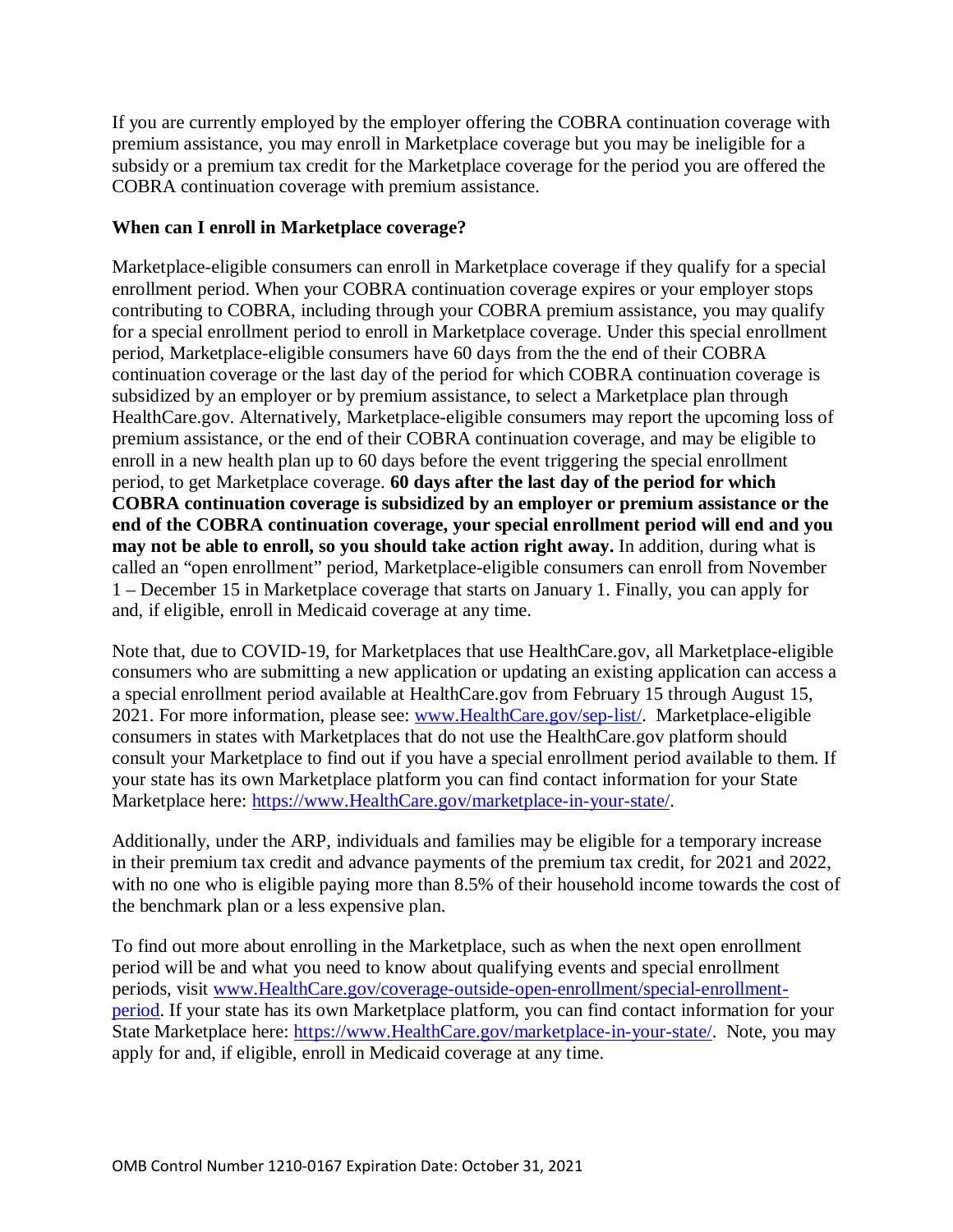If you are currently employed by the employer offering the COBRA continuation coverage with premium assistance, you may enroll in Marketplace coverage but you may be ineligible for a subsidy or a premium tax credit for the Marketplace coverage for the period you are offered the COBRA continuation coverage with premium assistance.

**When can I enroll in Marketplace coverage?**

Marketplace-eligible consumers can enroll in Marketplace coverage if they qualify for a special enrollment period. When your COBRA continuation coverage expires or your employer stops contributing to COBRA, including through your COBRA premium assistance, you may qualify for a special enrollment period to enroll in Marketplace coverage. Under this special enrollment period, Marketplace-eligible consumers have 60 days from the the end of their COBRA continuation coverage or the last day of the period for which COBRA continuation coverage is subsidized by an employer or by premium assistance, to select a Marketplace plan through HealthCare.gov. Alternatively, Marketplace-eligible consumers may report the upcoming loss of premium assistance, or the end of their COBRA continuation coverage, and may be eligible to enroll in a new health plan up to 60 days before the event triggering the special enrollment period, to get Marketplace coverage. **60 days after the last day of the period for which COBRA continuation coverage is subsidized by an employer or premium assistance or the end of the COBRA continuation coverage, your special enrollment period will end and you may not be able to enroll, so you should take action right away.** In addition, during what is called an "open enrollment" period, Marketplace-eligible consumers can enroll from November 1 – December 15 in Marketplace coverage that starts on January 1. Finally, you can apply for and, if eligible, enroll in Medicaid coverage at any time.

Note that, due to COVID-19, for Marketplaces that use HealthCare.gov, all Marketplace-eligible consumers who are submitting a new application or updating an existing application can access a a special enrollment period available at HealthCare.gov from February 15 through August 15, 2021. For more information, please see: [www.HealthCare.gov/sep-list/](www.HealthCare.gov/sep-list/). Marketplace-eligible consumers in states with Marketplaces that do not use the HealthCare.gov platform should consult your Marketplace to find out if you have a special enrollment period available to them. If your state has its own Marketplace platform you can find contact information for your State Marketplace here: [https://www.HealthCare.gov/marketplace-in-your-state/](https://www.HealthCare.gov/marketplace-in-your-state/).

Additionally, under the ARP, individuals and families may be eligible for a temporary increase in their premium tax credit and advance payments of the premium tax credit, for 2021 and 2022, with no one who is eligible paying more than 8.5% of their household income towards the cost of the benchmark plan or a less expensive plan.

To find out more about enrolling in the Marketplace, such as when the next open enrollment period will be and what you need to know about qualifying events and special enrollment periods, visit [www.HealthCare.gov/coverage-outside-open-enrollment/special-enrollment-period](www.HealthCare.gov/coverage-outside-open-enrollment/special-enrollment-period). If your state has its own Marketplace platform, you can find contact information for your State Marketplace here: [https://www.HealthCare.gov/marketplace-in-your-state/](https://www.HealthCare.gov/marketplace-in-your-state/). Note, you may apply for and, if eligible, enroll in Medicaid coverage at any time.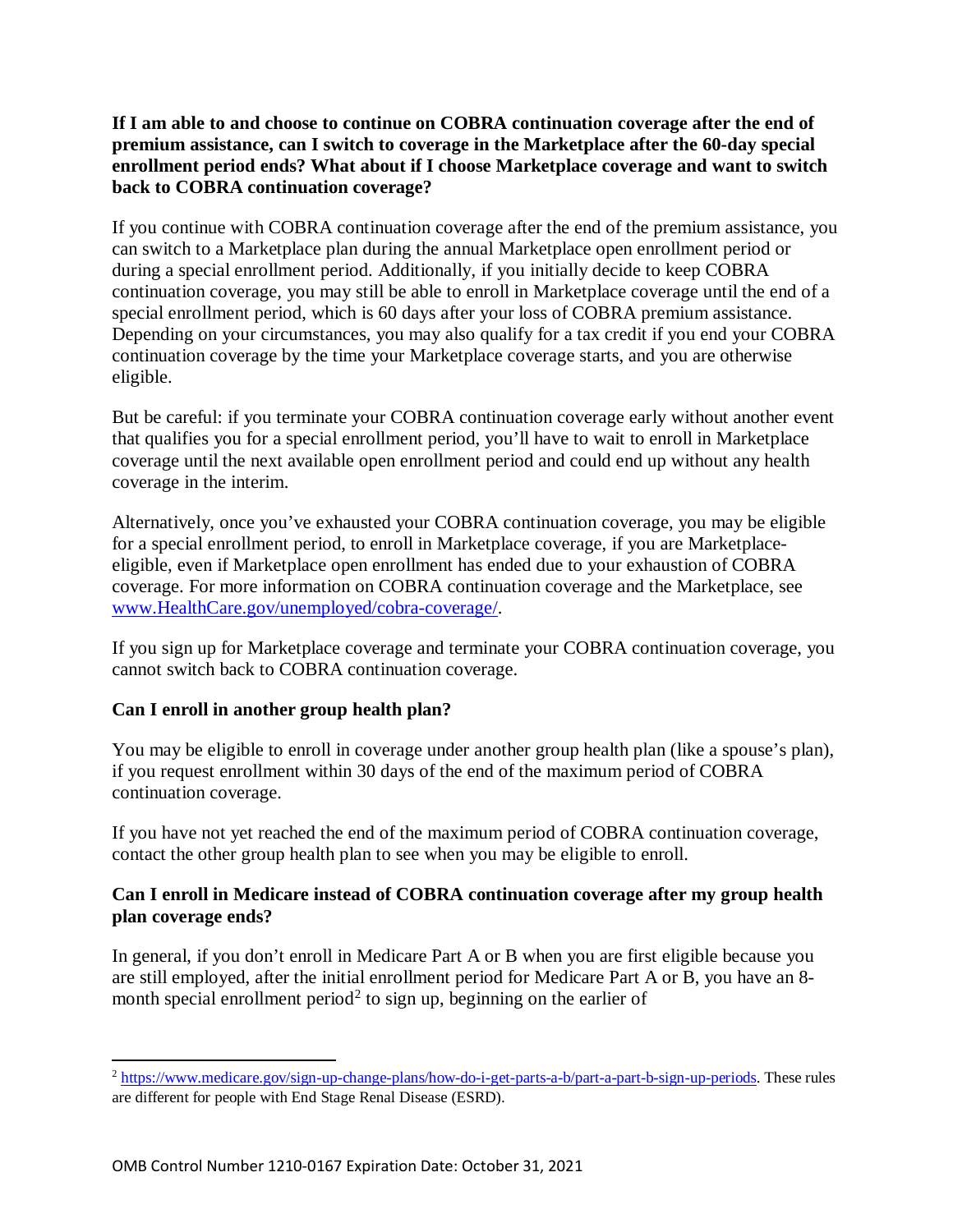**If I am able to and choose to continue on COBRA continuation coverage after the end of premium assistance, can I switch to coverage in the Marketplace after the 60-day special enrollment period ends? What about if I choose Marketplace coverage and want to switch back to COBRA continuation coverage?**

If you continue with COBRA continuation coverage after the end of the premium assistance, you can switch to a Marketplace plan during the annual Marketplace open enrollment period or during a special enrollment period. Additionally, if you initially decide to keep COBRA continuation coverage, you may still be able to enroll in Marketplace coverage until the end of a special enrollment period, which is 60 days after your loss of COBRA premium assistance. Depending on your circumstances, you may also qualify for a tax credit if you end your COBRA continuation coverage by the time your Marketplace coverage starts, and you are otherwise eligible.

But be careful: if you terminate your COBRA continuation coverage early without another event that qualifies you for a special enrollment period, you'll have to wait to enroll in Marketplace coverage until the next available open enrollment period and could end up without any health coverage in the interim.

Alternatively, once you've exhausted your COBRA continuation coverage, you may be eligible for a special enrollment period, to enroll in Marketplace coverage, if you are Marketplace-eligible, even if Marketplace open enrollment has ended due to your exhaustion of COBRA coverage. For more information on COBRA continuation coverage and the Marketplace, see [www.HealthCare.gov/unemployed/cobra-coverage/](www.HealthCare.gov/unemployed/cobra-coverage/).

If you sign up for Marketplace coverage and terminate your COBRA continuation coverage, you cannot switch back to COBRA continuation coverage.

**Can I enroll in another group health plan?**

You may be eligible to enroll in coverage under another group health plan (like a spouse's plan), if you request enrollment within 30 days of the end of the maximum period of COBRA continuation coverage.

If you have not yet reached the end of the maximum period of COBRA continuation coverage, contact the other group health plan to see when you may be eligible to enroll.

**Can I enroll in Medicare instead of COBRA continuation coverage after my group health plan coverage ends?**

In general, if you don't enroll in Medicare Part A or B when you are first eligible because you are still employed, after the initial enrollment period for Medicare Part A or B, you have an 8-month special enrollment period[2] to sign up, beginning on the earlier of

---

[2] [https://www.medicare.gov/sign-up-change-plans/how-do-i-get-parts-a-b/part-a-part-b-sign-up-periods](https://www.medicare.gov/sign-up-change-plans/how-do-i-get-parts-a-b/part-a-part-b-sign-up-periods). These rules are different for people with End Stage Renal Disease (ESRD).

OMB Control Number 1210-0167 Expiration Date: October 31, 2021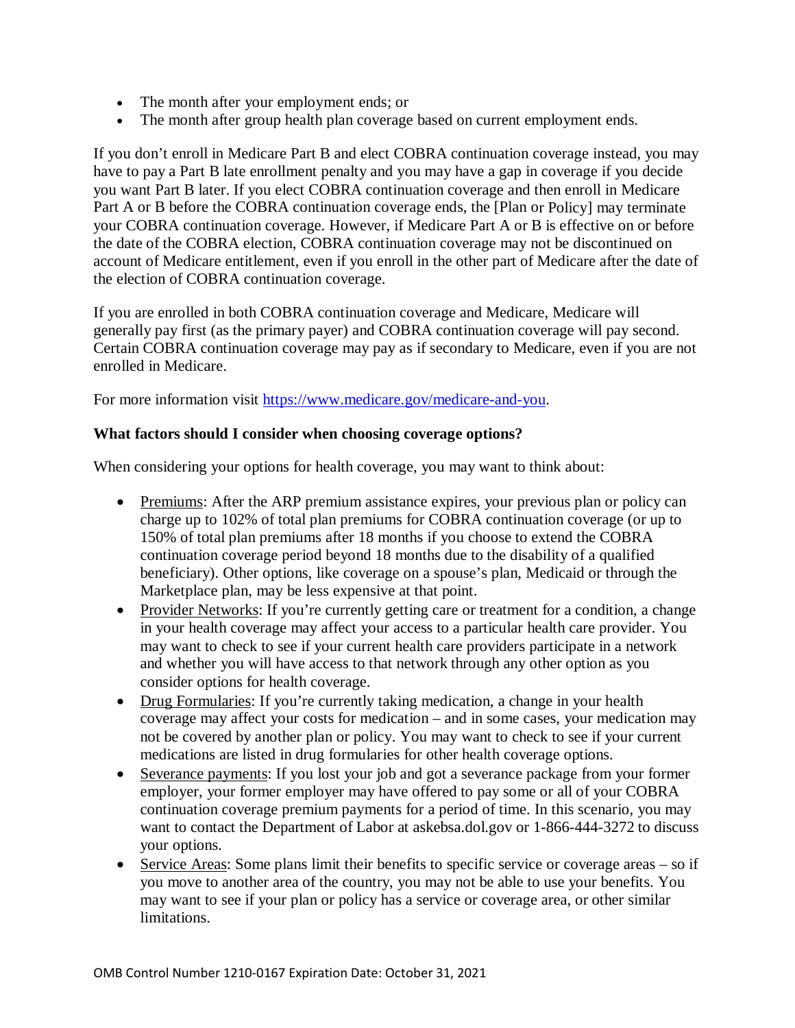- The month after your employment ends; or
- The month after group health plan coverage based on current employment ends.

If you don't enroll in Medicare Part B and elect COBRA continuation coverage instead, you may have to pay a Part B late enrollment penalty and you may have a gap in coverage if you decide you want Part B later. If you elect COBRA continuation coverage and then enroll in Medicare Part A or B before the COBRA continuation coverage ends, the [Plan or Policy] may terminate your COBRA continuation coverage. However, if Medicare Part A or B is effective on or before the date of the COBRA election, COBRA continuation coverage may not be discontinued on account of Medicare entitlement, even if you enroll in the other part of Medicare after the date of the election of COBRA continuation coverage.

If you are enrolled in both COBRA continuation coverage and Medicare, Medicare will generally pay first (as the primary payer) and COBRA continuation coverage will pay second. Certain COBRA continuation coverage may pay as if secondary to Medicare, even if you are not enrolled in Medicare.

For more information visit https://www.medicare.gov/medicare-and-you.

**What factors should I consider when choosing coverage options?**

When considering your options for health coverage, you may want to think about:

- Premiums: After the ARP premium assistance expires, your previous plan or policy can charge up to 102% of total plan premiums for COBRA continuation coverage (or up to 150% of total plan premiums after 18 months if you choose to extend the COBRA continuation coverage period beyond 18 months due to the disability of a qualified beneficiary). Other options, like coverage on a spouse's plan, Medicaid or through the Marketplace plan, may be less expensive at that point.
- Provider Networks: If you're currently getting care or treatment for a condition, a change in your health coverage may affect your access to a particular health care provider. You may want to check to see if your current health care providers participate in a network and whether you will have access to that network through any other option as you consider options for health coverage.
- Drug Formularies: If you're currently taking medication, a change in your health coverage may affect your costs for medication – and in some cases, your medication may not be covered by another plan or policy. You may want to check to see if your current medications are listed in drug formularies for other health coverage options.
- Severance payments: If you lost your job and got a severance package from your former employer, your former employer may have offered to pay some or all of your COBRA continuation coverage premium payments for a period of time. In this scenario, you may want to contact the Department of Labor at askebsa.dol.gov or 1-866-444-3272 to discuss your options.
- Service Areas: Some plans limit their benefits to specific service or coverage areas – so if you move to another area of the country, you may not be able to use your benefits. You may want to see if your plan or policy has a service or coverage area, or other similar limitations.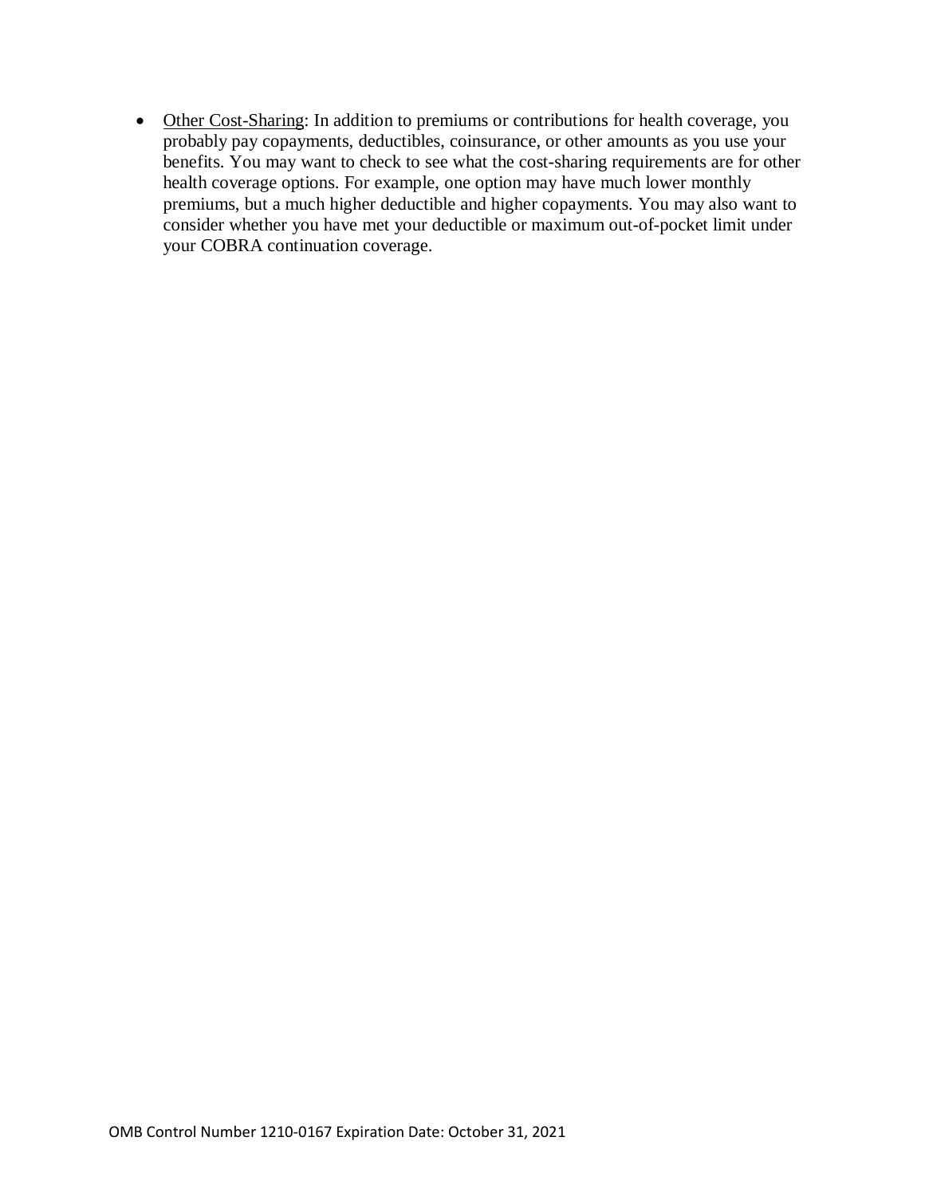- <u>Other Cost-Sharing</u>: In addition to premiums or contributions for health coverage, you probably pay copayments, deductibles, coinsurance, or other amounts as you use your benefits. You may want to check to see what the cost-sharing requirements are for other health coverage options. For example, one option may have much lower monthly premiums, but a much higher deductible and higher copayments. You may also want to consider whether you have met your deductible or maximum out-of-pocket limit under your COBRA continuation coverage.